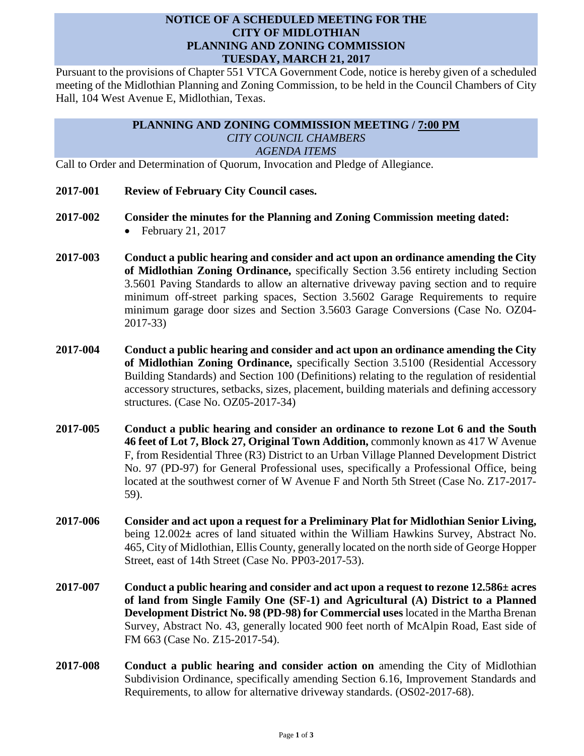# NOTICE OF A SCHEDULED MEETING FOR THE CITY OF MIDLOTHIAN PLANNING AND ZONING COMMISSION TUESDAY, MARCH 21, 2017

Pursuant to the provisions of Chapter 551 VTCA Government Code, notice is hereby given of a scheduled meeting of the Midlothian Planning and Zoning Commission, to be held in the Council Chambers of City Hall, 104 West Avenue E, Midlothian, Texas.

## PLANNING AND ZONING COMMISSION MEETING / 7:00 PM
*CITY COUNCIL CHAMBERS*
*AGENDA ITEMS*

Call to Order and Determination of Quorum, Invocation and Pledge of Allegiance.

**2017-001 Review of February City Council cases.**

**2017-002 Consider the minutes for the Planning and Zoning Commission meeting dated:**
- February 21, 2017

**2017-003 Conduct a public hearing and consider and act upon an ordinance amending the City of Midlothian Zoning Ordinance,** specifically Section 3.56 entirety including Section 3.5601 Paving Standards to allow an alternative driveway paving section and to require minimum off-street parking spaces, Section 3.5602 Garage Requirements to require minimum garage door sizes and Section 3.5603 Garage Conversions (Case No. OZ04-2017-33)

**2017-004 Conduct a public hearing and consider and act upon an ordinance amending the City of Midlothian Zoning Ordinance,** specifically Section 3.5100 (Residential Accessory Building Standards) and Section 100 (Definitions) relating to the regulation of residential accessory structures, setbacks, sizes, placement, building materials and defining accessory structures. (Case No. OZ05-2017-34)

**2017-005 Conduct a public hearing and consider an ordinance to rezone Lot 6 and the South 46 feet of Lot 7, Block 27, Original Town Addition,** commonly known as 417 W Avenue F, from Residential Three (R3) District to an Urban Village Planned Development District No. 97 (PD-97) for General Professional uses, specifically a Professional Office, being located at the southwest corner of W Avenue F and North 5th Street (Case No. Z17-2017-59).

**2017-006 Consider and act upon a request for a Preliminary Plat for Midlothian Senior Living,** being 12.002± acres of land situated within the William Hawkins Survey, Abstract No. 465, City of Midlothian, Ellis County, generally located on the north side of George Hopper Street, east of 14th Street (Case No. PP03-2017-53).

**2017-007 Conduct a public hearing and consider and act upon a request to rezone 12.586± acres of land from Single Family One (SF-1) and Agricultural (A) District to a Planned Development District No. 98 (PD-98) for Commercial uses** located in the Martha Brenan Survey, Abstract No. 43, generally located 900 feet north of McAlpin Road, East side of FM 663 (Case No. Z15-2017-54).

**2017-008 Conduct a public hearing and consider action on** amending the City of Midlothian Subdivision Ordinance, specifically amending Section 6.16, Improvement Standards and Requirements, to allow for alternative driveway standards. (OS02-2017-68).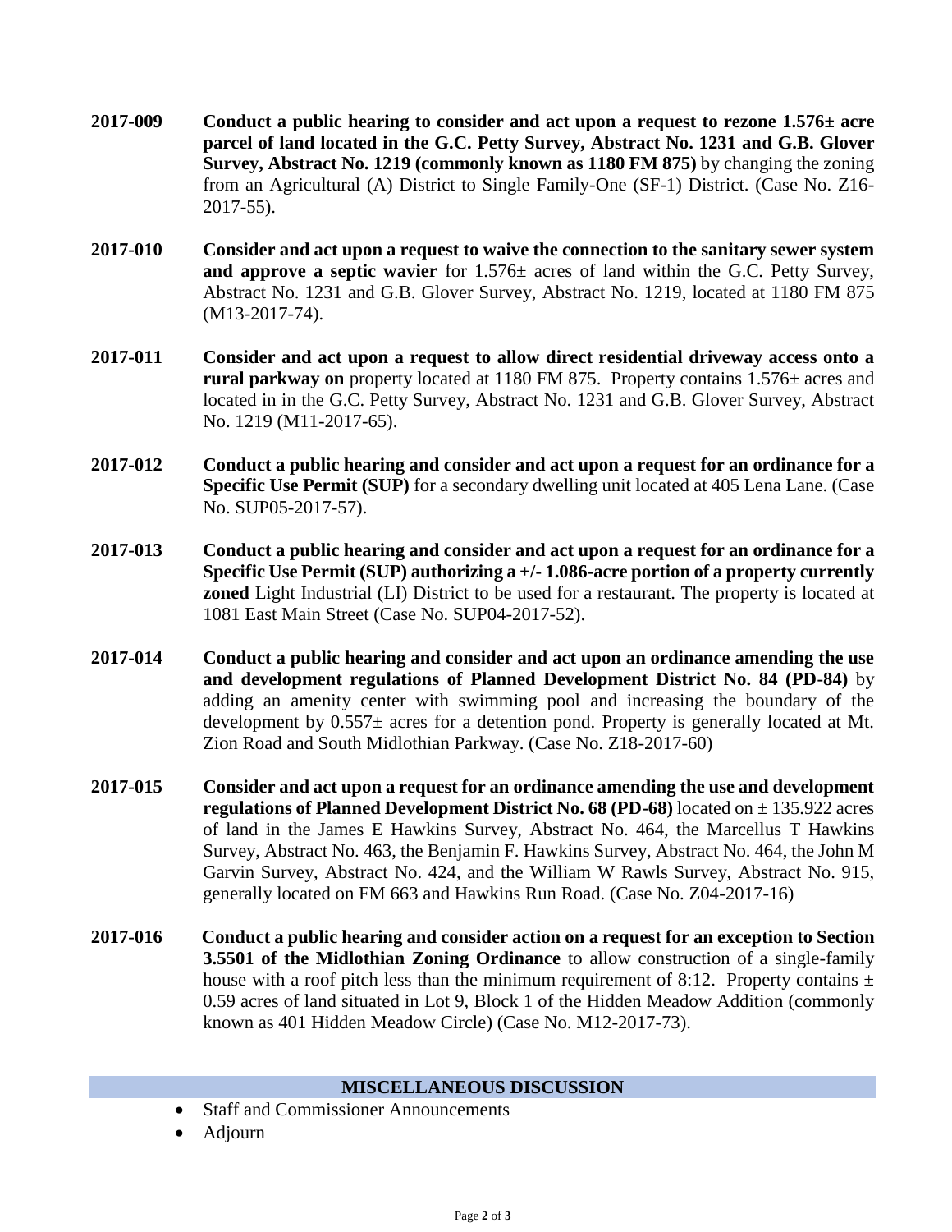**2017-009** **Conduct a public hearing to consider and act upon a request to rezone 1.576± acre parcel of land located in the G.C. Petty Survey, Abstract No. 1231 and G.B. Glover Survey, Abstract No. 1219 (commonly known as 1180 FM 875)** by changing the zoning from an Agricultural (A) District to Single Family-One (SF-1) District. (Case No. Z16-2017-55).

**2017-010** **Consider and act upon a request to waive the connection to the sanitary sewer system and approve a septic wavier** for 1.576± acres of land within the G.C. Petty Survey, Abstract No. 1231 and G.B. Glover Survey, Abstract No. 1219, located at 1180 FM 875 (M13-2017-74).

**2017-011** **Consider and act upon a request to allow direct residential driveway access onto a rural parkway on** property located at 1180 FM 875. Property contains 1.576± acres and located in in the G.C. Petty Survey, Abstract No. 1231 and G.B. Glover Survey, Abstract No. 1219 (M11-2017-65).

**2017-012** **Conduct a public hearing and consider and act upon a request for an ordinance for a Specific Use Permit (SUP)** for a secondary dwelling unit located at 405 Lena Lane. (Case No. SUP05-2017-57).

**2017-013** **Conduct a public hearing and consider and act upon a request for an ordinance for a Specific Use Permit (SUP) authorizing a +/- 1.086-acre portion of a property currently zoned** Light Industrial (LI) District to be used for a restaurant. The property is located at 1081 East Main Street (Case No. SUP04-2017-52).

**2017-014** **Conduct a public hearing and consider and act upon an ordinance amending the use and development regulations of Planned Development District No. 84 (PD-84)** by adding an amenity center with swimming pool and increasing the boundary of the development by 0.557± acres for a detention pond. Property is generally located at Mt. Zion Road and South Midlothian Parkway. (Case No. Z18-2017-60)

**2017-015** **Consider and act upon a request for an ordinance amending the use and development regulations of Planned Development District No. 68 (PD-68)** located on ± 135.922 acres of land in the James E Hawkins Survey, Abstract No. 464, the Marcellus T Hawkins Survey, Abstract No. 463, the Benjamin F. Hawkins Survey, Abstract No. 464, the John M Garvin Survey, Abstract No. 424, and the William W Rawls Survey, Abstract No. 915, generally located on FM 663 and Hawkins Run Road. (Case No. Z04-2017-16)

**2017-016** **Conduct a public hearing and consider action on a request for an exception to Section 3.5501 of the Midlothian Zoning Ordinance** to allow construction of a single-family house with a roof pitch less than the minimum requirement of 8:12. Property contains ± 0.59 acres of land situated in Lot 9, Block 1 of the Hidden Meadow Addition (commonly known as 401 Hidden Meadow Circle) (Case No. M12-2017-73).

## MISCELLANEOUS DISCUSSION

- Staff and Commissioner Announcements
- Adjourn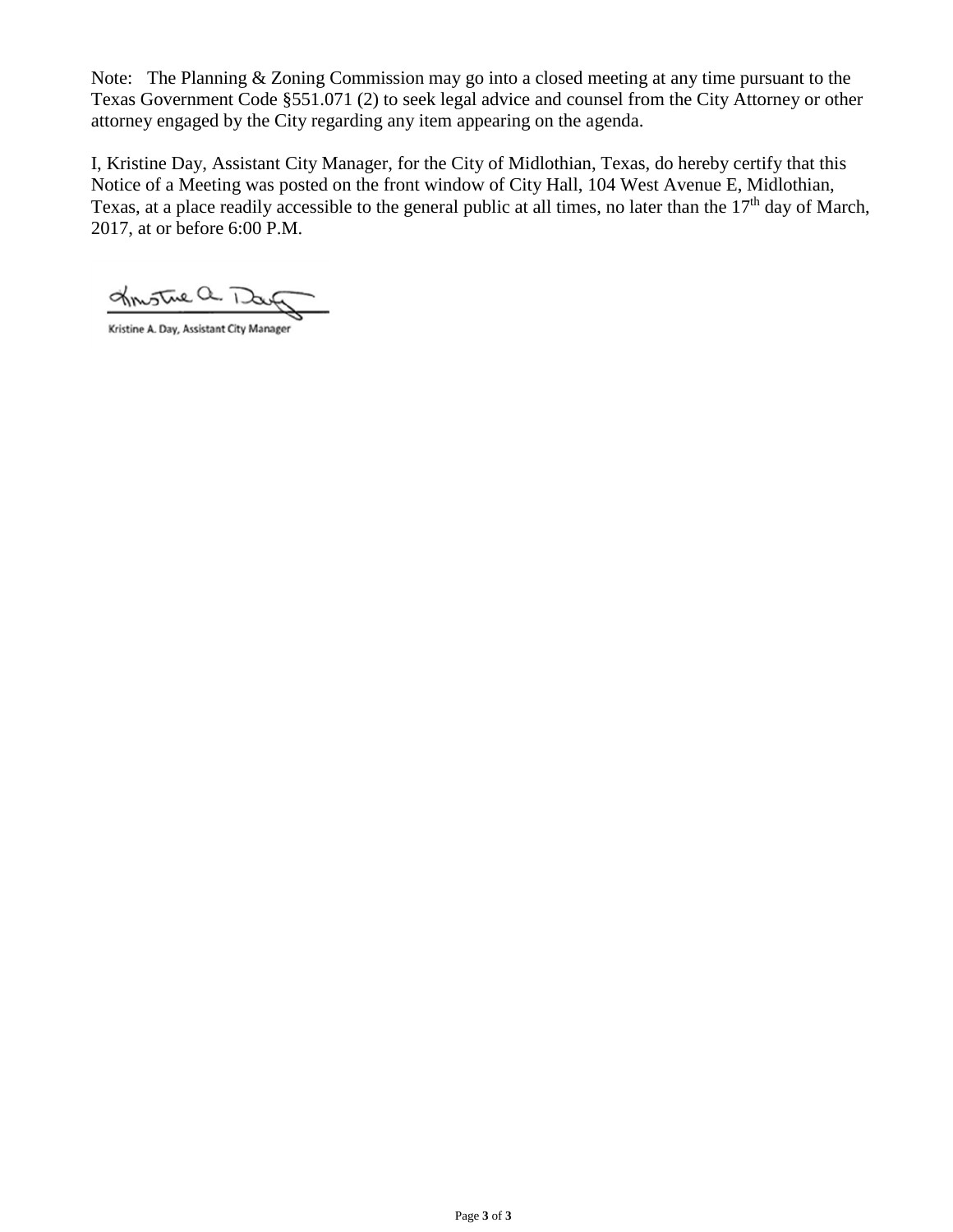Note: The Planning & Zoning Commission may go into a closed meeting at any time pursuant to the Texas Government Code §551.071 (2) to seek legal advice and counsel from the City Attorney or other attorney engaged by the City regarding any item appearing on the agenda.

I, Kristine Day, Assistant City Manager, for the City of Midlothian, Texas, do hereby certify that this Notice of a Meeting was posted on the front window of City Hall, 104 West Avenue E, Midlothian, Texas, at a place readily accessible to the general public at all times, no later than the 17th day of March, 2017, at or before 6:00 P.M.

Kristine A. Day, Assistant City Manager